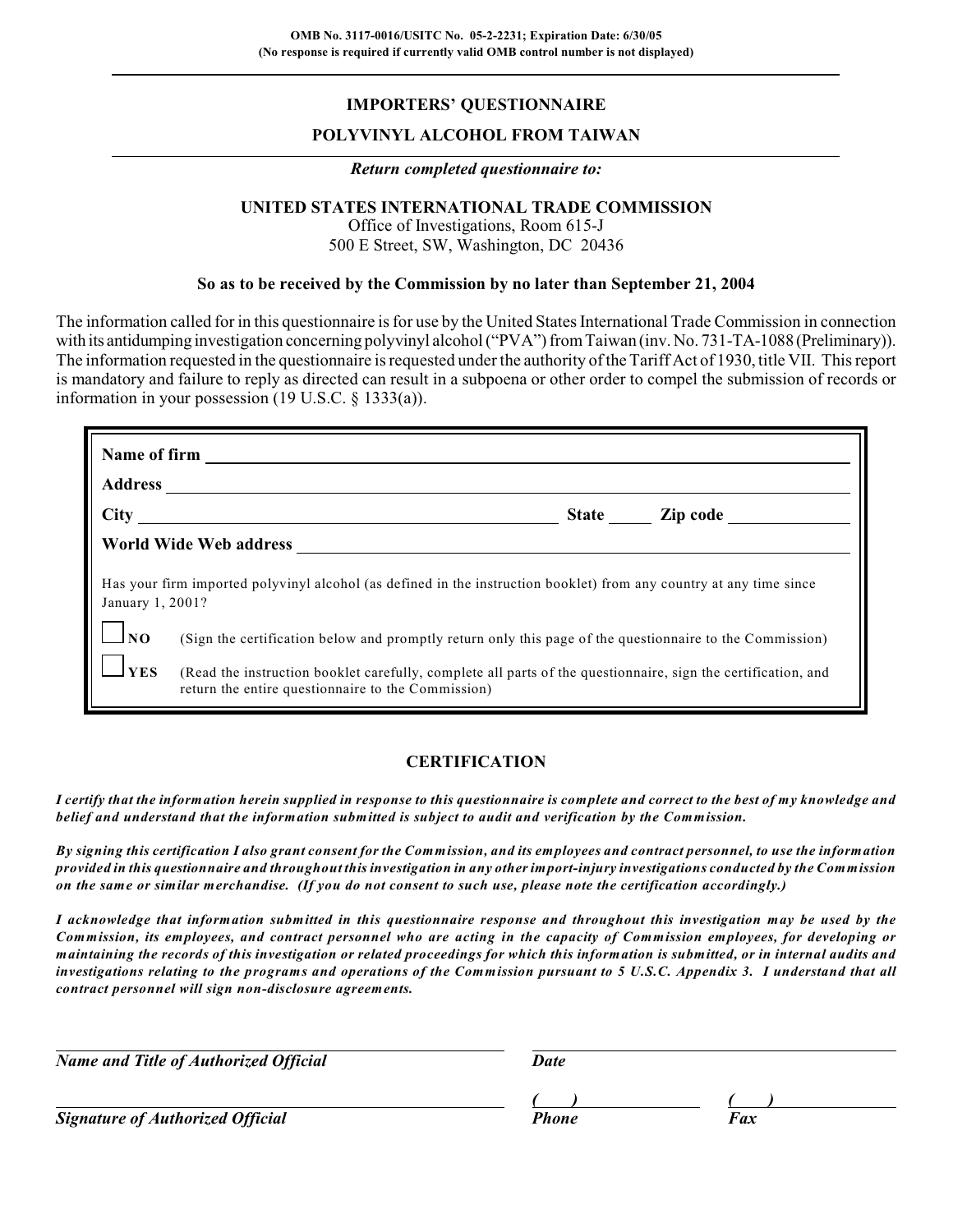OMB No. 3117-0016/USITC No. 05-2-2231; Expiration Date: 6/30/05
(No response is required if currently valid OMB control number is not displayed)

# IMPORTERS' QUESTIONNAIRE

## POLYVINYL ALCOHOL FROM TAIWAN

***Return completed questionnaire to:***

**UNITED STATES INTERNATIONAL TRADE COMMISSION**
Office of Investigations, Room 615-J
500 E Street, SW, Washington, DC 20436

**So as to be received by the Commission by no later than September 21, 2004**

The information called for in this questionnaire is for use by the United States International Trade Commission in connection with its antidumping investigation concerning polyvinyl alcohol ("PVA") from Taiwan (inv. No. 731-TA-1088 (Preliminary)). The information requested in the questionnaire is requested under the authority of the Tariff Act of 1930, title VII. This report is mandatory and failure to reply as directed can result in a subpoena or other order to compel the submission of records or information in your possession (19 U.S.C. § 1333(a)).

**Name of firm** ______________________________

**Address** ______________________________

**City** ____________________ **State** ______ **Zip code** __________

**World Wide Web address** ______________________________

Has your firm imported polyvinyl alcohol (as defined in the instruction booklet) from any country at any time since January 1, 2001?

☐ **NO** (Sign the certification below and promptly return only this page of the questionnaire to the Commission)

☐ **YES** (Read the instruction booklet carefully, complete all parts of the questionnaire, sign the certification, and return the entire questionnaire to the Commission)

## CERTIFICATION

***I certify that the information herein supplied in response to this questionnaire is complete and correct to the best of my knowledge and belief and understand that the information submitted is subject to audit and verification by the Commission.***

***By signing this certification I also grant consent for the Commission, and its employees and contract personnel, to use the information provided in this questionnaire and throughout this investigation in any other import-injury investigations conducted by the Commission on the same or similar merchandise. (If you do not consent to such use, please note the certification accordingly.)***

***I acknowledge that information submitted in this questionnaire response and throughout this investigation may be used by the Commission, its employees, and contract personnel who are acting in the capacity of Commission employees, for developing or maintaining the records of this investigation or related proceedings for which this information is submitted, or in internal audits and investigations relating to the programs and operations of the Commission pursuant to 5 U.S.C. Appendix 3. I understand that all contract personnel will sign non-disclosure agreements.***

______________________________ ______________________________
***Name and Title of Authorized Official*** ***Date***

______________________________ ( ) ______________ ( ) ______________
***Signature of Authorized Official*** ***Phone*** ***Fax***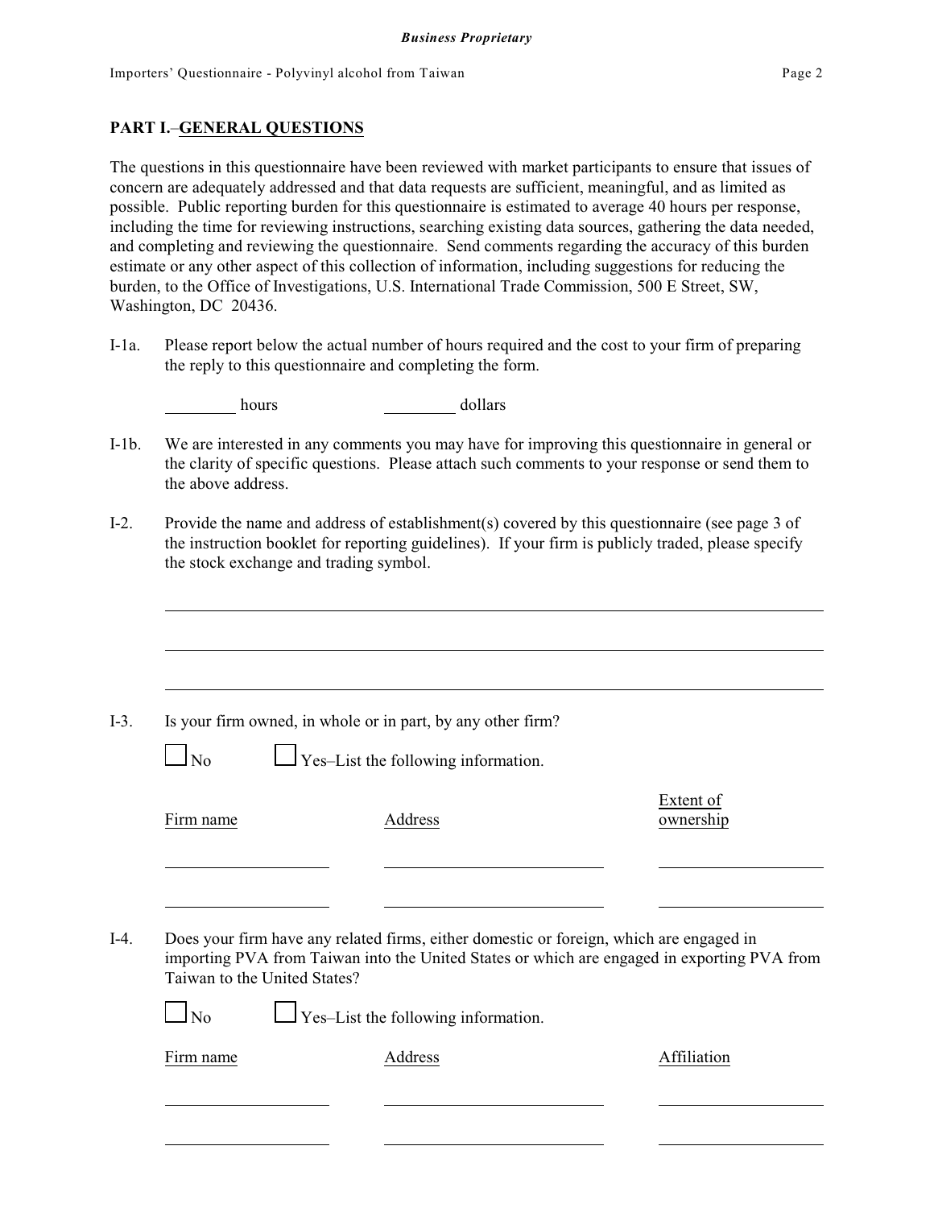## PART I.–GENERAL QUESTIONS

The questions in this questionnaire have been reviewed with market participants to ensure that issues of concern are adequately addressed and that data requests are sufficient, meaningful, and as limited as possible. Public reporting burden for this questionnaire is estimated to average 40 hours per response, including the time for reviewing instructions, searching existing data sources, gathering the data needed, and completing and reviewing the questionnaire. Send comments regarding the accuracy of this burden estimate or any other aspect of this collection of information, including suggestions for reducing the burden, to the Office of Investigations, U.S. International Trade Commission, 500 E Street, SW, Washington, DC 20436.

I-1a. Please report below the actual number of hours required and the cost to your firm of preparing the reply to this questionnaire and completing the form.

________ hours ________ dollars

I-1b. We are interested in any comments you may have for improving this questionnaire in general or the clarity of specific questions. Please attach such comments to your response or send them to the above address.

I-2. Provide the name and address of establishment(s) covered by this questionnaire (see page 3 of the instruction booklet for reporting guidelines). If your firm is publicly traded, please specify the stock exchange and trading symbol.

______________________________________________

______________________________________________

______________________________________________

I-3. Is your firm owned, in whole or in part, by any other firm?

☐ No ☐ Yes–List the following information.

| Firm name | Address | Extent of ownership |
|---|---|---|
| | | |
| | | |

I-4. Does your firm have any related firms, either domestic or foreign, which are engaged in importing PVA from Taiwan into the United States or which are engaged in exporting PVA from Taiwan to the United States?

☐ No ☐ Yes–List the following information.

| Firm name | Address | Affiliation |
|---|---|---|
| | | |
| | | |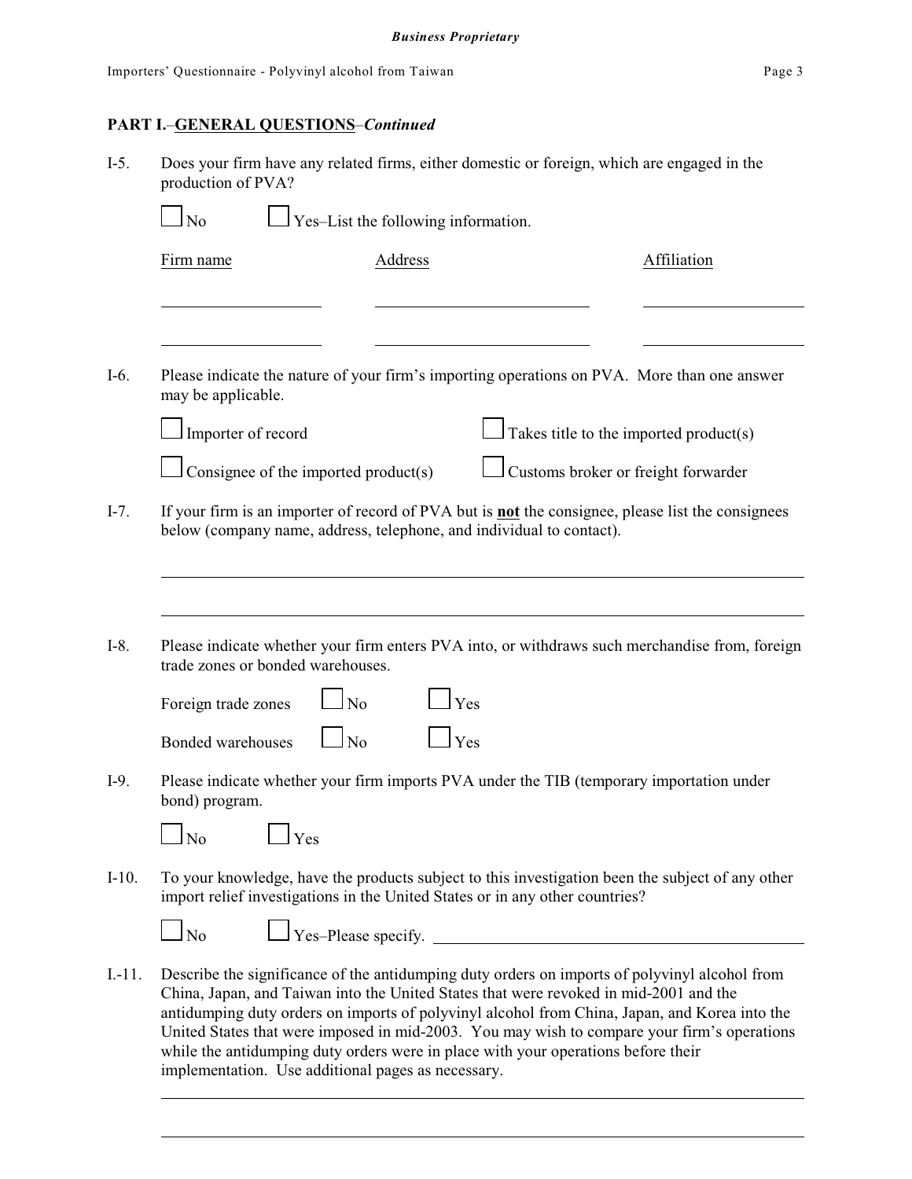**PART I.–GENERAL QUESTIONS–*Continued***

I-5. Does your firm have any related firms, either domestic or foreign, which are engaged in the production of PVA?

☐ No ☐ Yes–List the following information.

| Firm name | Address | Affiliation |
|---|---|---|
| | | |
| | | |

I-6. Please indicate the nature of your firm's importing operations on PVA. More than one answer may be applicable.

☐ Importer of record ☐ Takes title to the imported product(s)

☐ Consignee of the imported product(s) ☐ Customs broker or freight forwarder

I-7. If your firm is an importer of record of PVA but is **not** the consignee, please list the consignees below (company name, address, telephone, and individual to contact).

______________________________________________________________________________

______________________________________________________________________________

I-8. Please indicate whether your firm enters PVA into, or withdraws such merchandise from, foreign trade zones or bonded warehouses.

Foreign trade zones ☐ No ☐ Yes

Bonded warehouses ☐ No ☐ Yes

I-9. Please indicate whether your firm imports PVA under the TIB (temporary importation under bond) program.

☐ No ☐ Yes

I-10. To your knowledge, have the products subject to this investigation been the subject of any other import relief investigations in the United States or in any other countries?

☐ No ☐ Yes–Please specify. ______________________________________________

I.-11. Describe the significance of the antidumping duty orders on imports of polyvinyl alcohol from China, Japan, and Taiwan into the United States that were revoked in mid-2001 and the antidumping duty orders on imports of polyvinyl alcohol from China, Japan, and Korea into the United States that were imposed in mid-2003. You may wish to compare your firm's operations while the antidumping duty orders were in place with your operations before their implementation. Use additional pages as necessary.

______________________________________________________________________________

______________________________________________________________________________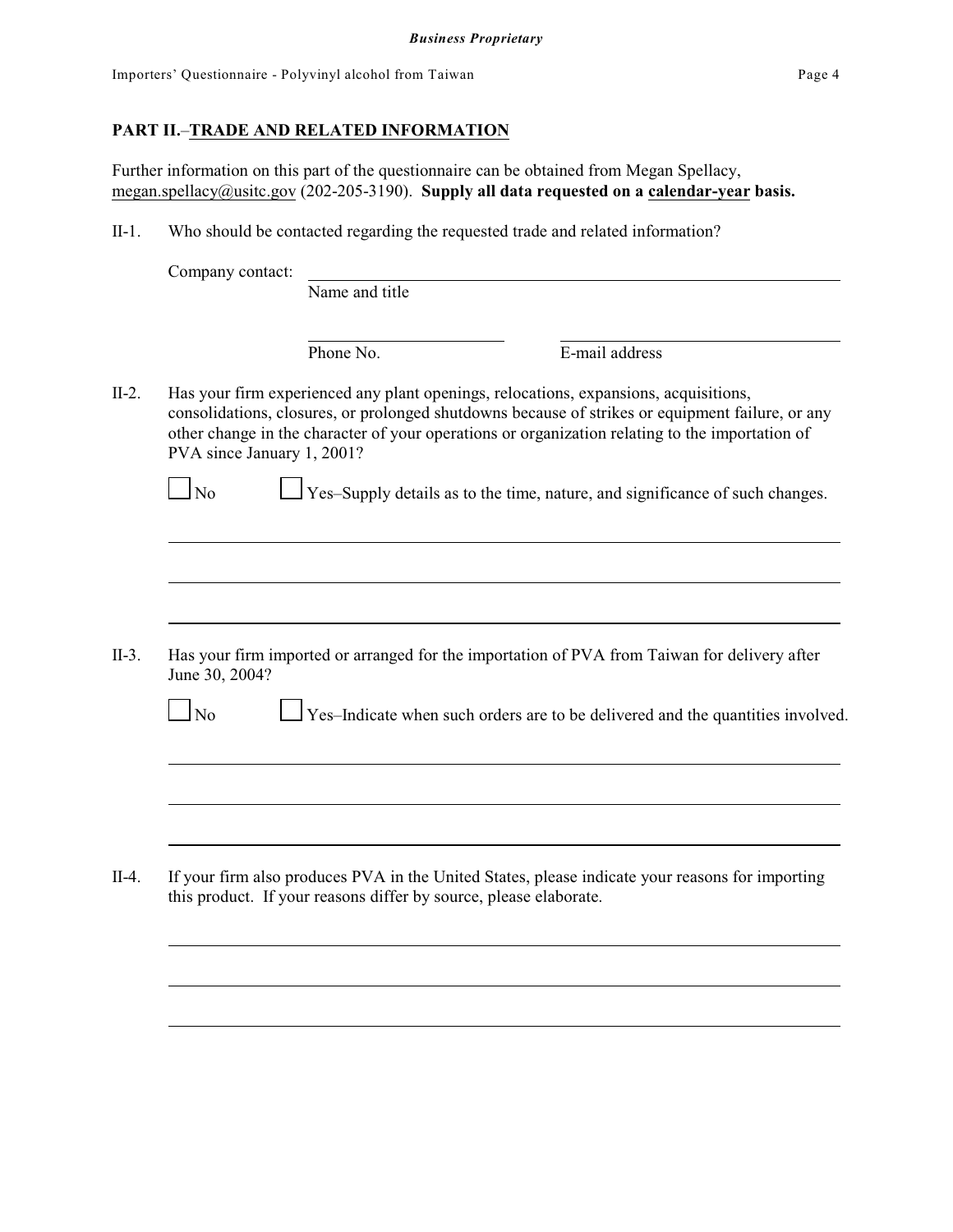## PART II.–TRADE AND RELATED INFORMATION

Further information on this part of the questionnaire can be obtained from Megan Spellacy, megan.spellacy@usitc.gov (202-205-3190). **Supply all data requested on a calendar-year basis.**

II-1. Who should be contacted regarding the requested trade and related information?

Company contact: ______________________________________________
Name and title

______________________ ______________________
Phone No. E-mail address

II-2. Has your firm experienced any plant openings, relocations, expansions, acquisitions, consolidations, closures, or prolonged shutdowns because of strikes or equipment failure, or any other change in the character of your operations or organization relating to the importation of PVA since January 1, 2001?

☐ No ☐ Yes–Supply details as to the time, nature, and significance of such changes.

______________________________________________

______________________________________________

______________________________________________

II-3. Has your firm imported or arranged for the importation of PVA from Taiwan for delivery after June 30, 2004?

☐ No ☐ Yes–Indicate when such orders are to be delivered and the quantities involved.

______________________________________________

______________________________________________

______________________________________________

II-4. If your firm also produces PVA in the United States, please indicate your reasons for importing this product. If your reasons differ by source, please elaborate.

______________________________________________

______________________________________________

______________________________________________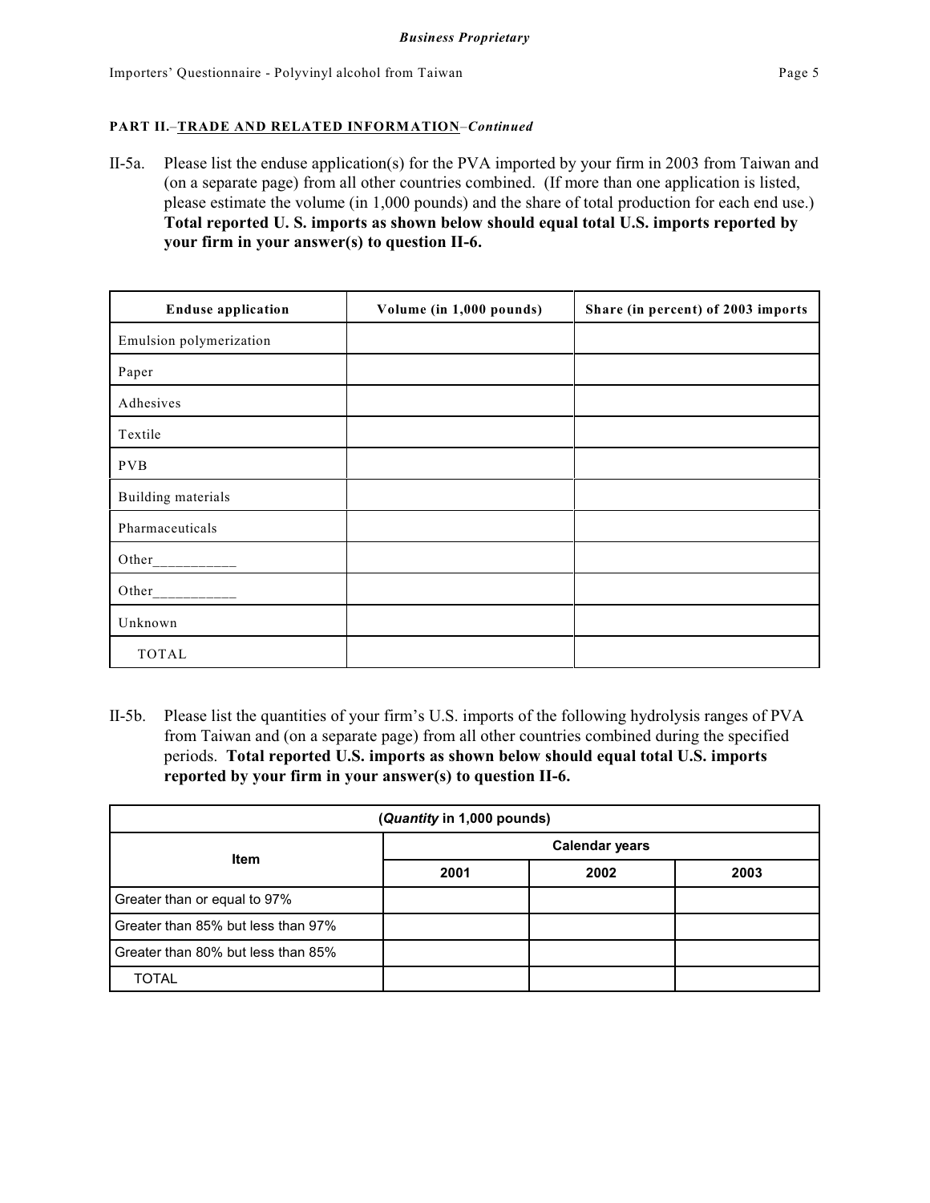**PART II.–TRADE AND RELATED INFORMATION–*Continued***

II-5a. Please list the enduse application(s) for the PVA imported by your firm in 2003 from Taiwan and (on a separate page) from all other countries combined. (If more than one application is listed, please estimate the volume (in 1,000 pounds) and the share of total production for each end use.) **Total reported U. S. imports as shown below should equal total U.S. imports reported by your firm in your answer(s) to question II-6.**

| Enduse application | Volume (in 1,000 pounds) | Share (in percent) of 2003 imports |
|---|---|---|
| Emulsion polymerization | | |
| Paper | | |
| Adhesives | | |
| Textile | | |
| PVB | | |
| Building materials | | |
| Pharmaceuticals | | |
| Other__________ | | |
| Other__________ | | |
| Unknown | | |
| TOTAL | | |

II-5b. Please list the quantities of your firm's U.S. imports of the following hydrolysis ranges of PVA from Taiwan and (on a separate page) from all other countries combined during the specified periods. **Total reported U.S. imports as shown below should equal total U.S. imports reported by your firm in your answer(s) to question II-6.**

| (*Quantity* in 1,000 pounds) | | | |
|---|---|---|---|
| Item | Calendar years | | |
| | 2001 | 2002 | 2003 |
| Greater than or equal to 97% | | | |
| Greater than 85% but less than 97% | | | |
| Greater than 80% but less than 85% | | | |
| TOTAL | | | |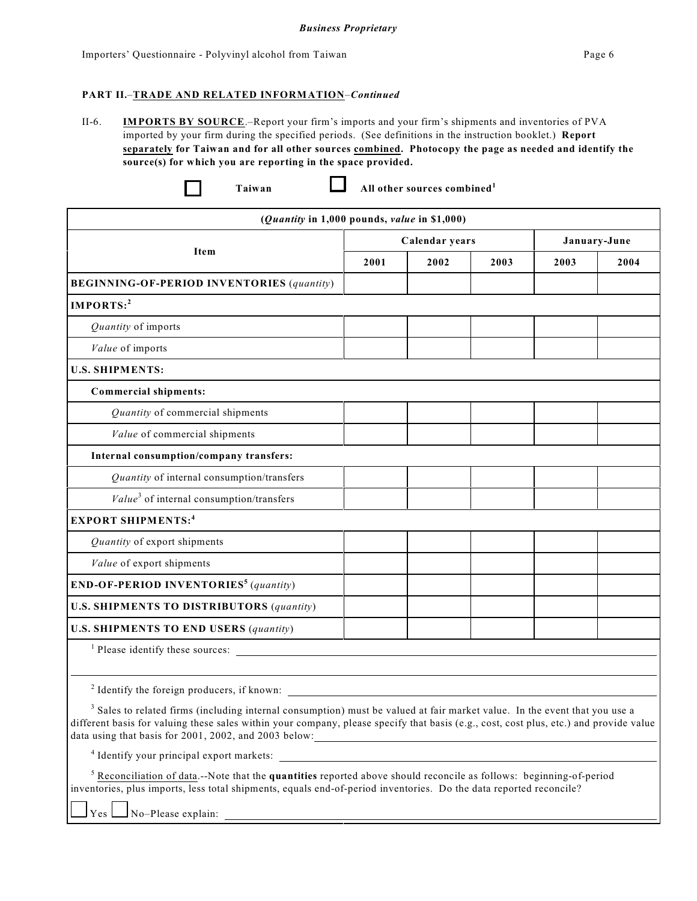**Business Proprietary**

**PART II.–TRADE AND RELATED INFORMATION**–*Continued*

II-6. **IMPORTS BY SOURCE**.–Report your firm's imports and your firm's shipments and inventories of PVA imported by your firm during the specified periods. (See definitions in the instruction booklet.) **Report separately for Taiwan and for all other sources combined. Photocopy the page as needed and identify the source(s) for which you are reporting in the space provided.**

☐ **Taiwan** ☐ **All other sources combined**[1]

| (*Quantity* in 1,000 pounds, *value* in $1,000) | | | | | |
|---|---|---|---|---|---|
| **Item** | **Calendar years** | | | **January-June** | |
| | **2001** | **2002** | **2003** | **2003** | **2004** |
| **BEGINNING-OF-PERIOD INVENTORIES** (*quantity*) | | | | | |
| **IMPORTS:**[2] | | | | | |
| *Quantity* of imports | | | | | |
| *Value* of imports | | | | | |
| **U.S. SHIPMENTS:** | | | | | |
| **Commercial shipments:** | | | | | |
| *Quantity* of commercial shipments | | | | | |
| *Value* of commercial shipments | | | | | |
| **Internal consumption/company transfers:** | | | | | |
| *Quantity* of internal consumption/transfers | | | | | |
| *Value*[3] of internal consumption/transfers | | | | | |
| **EXPORT SHIPMENTS:**[4] | | | | | |
| *Quantity* of export shipments | | | | | |
| *Value* of export shipments | | | | | |
| **END-OF-PERIOD INVENTORIES**[5] (*quantity*) | | | | | |
| **U.S. SHIPMENTS TO DISTRIBUTORS** (*quantity*) | | | | | |
| **U.S. SHIPMENTS TO END USERS** (*quantity*) | | | | | |

[1] Please identify these sources: ______________________________

[2] Identify the foreign producers, if known: ______________________________

[3] Sales to related firms (including internal consumption) must be valued at fair market value. In the event that you use a different basis for valuing these sales within your company, please specify that basis (e.g., cost, cost plus, etc.) and provide value data using that basis for 2001, 2002, and 2003 below: ______________________________

[4] Identify your principal export markets: ______________________________

[5] Reconciliation of data.--Note that the **quantities** reported above should reconcile as follows: beginning-of-period inventories, plus imports, less total shipments, equals end-of-period inventories. Do the data reported reconcile?

☐ Yes ☐ No–Please explain: ______________________________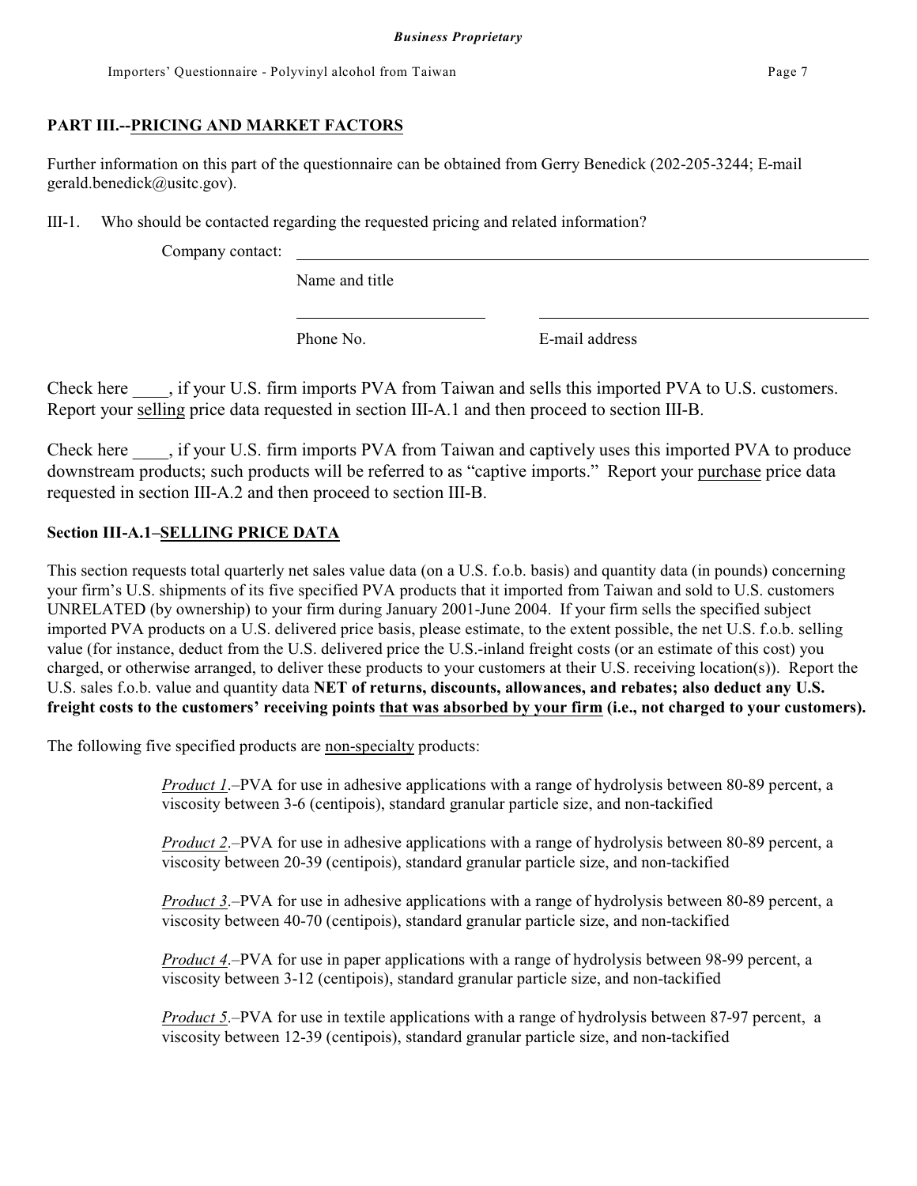## PART III.--PRICING AND MARKET FACTORS

Further information on this part of the questionnaire can be obtained from Gerry Benedick (202-205-3244; E-mail gerald.benedick@usitc.gov).

III-1. Who should be contacted regarding the requested pricing and related information?

Company contact: ______________________________________________

Name and title

______________________ ______________________________

Phone No. E-mail address

Check here ____, if your U.S. firm imports PVA from Taiwan and sells this imported PVA to U.S. customers. Report your selling price data requested in section III-A.1 and then proceed to section III-B.

Check here ____, if your U.S. firm imports PVA from Taiwan and captively uses this imported PVA to produce downstream products; such products will be referred to as "captive imports." Report your purchase price data requested in section III-A.2 and then proceed to section III-B.

### Section III-A.1–SELLING PRICE DATA

This section requests total quarterly net sales value data (on a U.S. f.o.b. basis) and quantity data (in pounds) concerning your firm's U.S. shipments of its five specified PVA products that it imported from Taiwan and sold to U.S. customers UNRELATED (by ownership) to your firm during January 2001-June 2004. If your firm sells the specified subject imported PVA products on a U.S. delivered price basis, please estimate, to the extent possible, the net U.S. f.o.b. selling value (for instance, deduct from the U.S. delivered price the U.S.-inland freight costs (or an estimate of this cost) you charged, or otherwise arranged, to deliver these products to your customers at their U.S. receiving location(s)). Report the U.S. sales f.o.b. value and quantity data **NET of returns, discounts, allowances, and rebates; also deduct any U.S. freight costs to the customers' receiving points that was absorbed by your firm (i.e., not charged to your customers).**

The following five specified products are non-specialty products:

*Product 1*.–PVA for use in adhesive applications with a range of hydrolysis between 80-89 percent, a viscosity between 3-6 (centipois), standard granular particle size, and non-tackified

*Product 2*.–PVA for use in adhesive applications with a range of hydrolysis between 80-89 percent, a viscosity between 20-39 (centipois), standard granular particle size, and non-tackified

*Product 3*.–PVA for use in adhesive applications with a range of hydrolysis between 80-89 percent, a viscosity between 40-70 (centipois), standard granular particle size, and non-tackified

*Product 4*.–PVA for use in paper applications with a range of hydrolysis between 98-99 percent, a viscosity between 3-12 (centipois), standard granular particle size, and non-tackified

*Product 5*.–PVA for use in textile applications with a range of hydrolysis between 87-97 percent, a viscosity between 12-39 (centipois), standard granular particle size, and non-tackified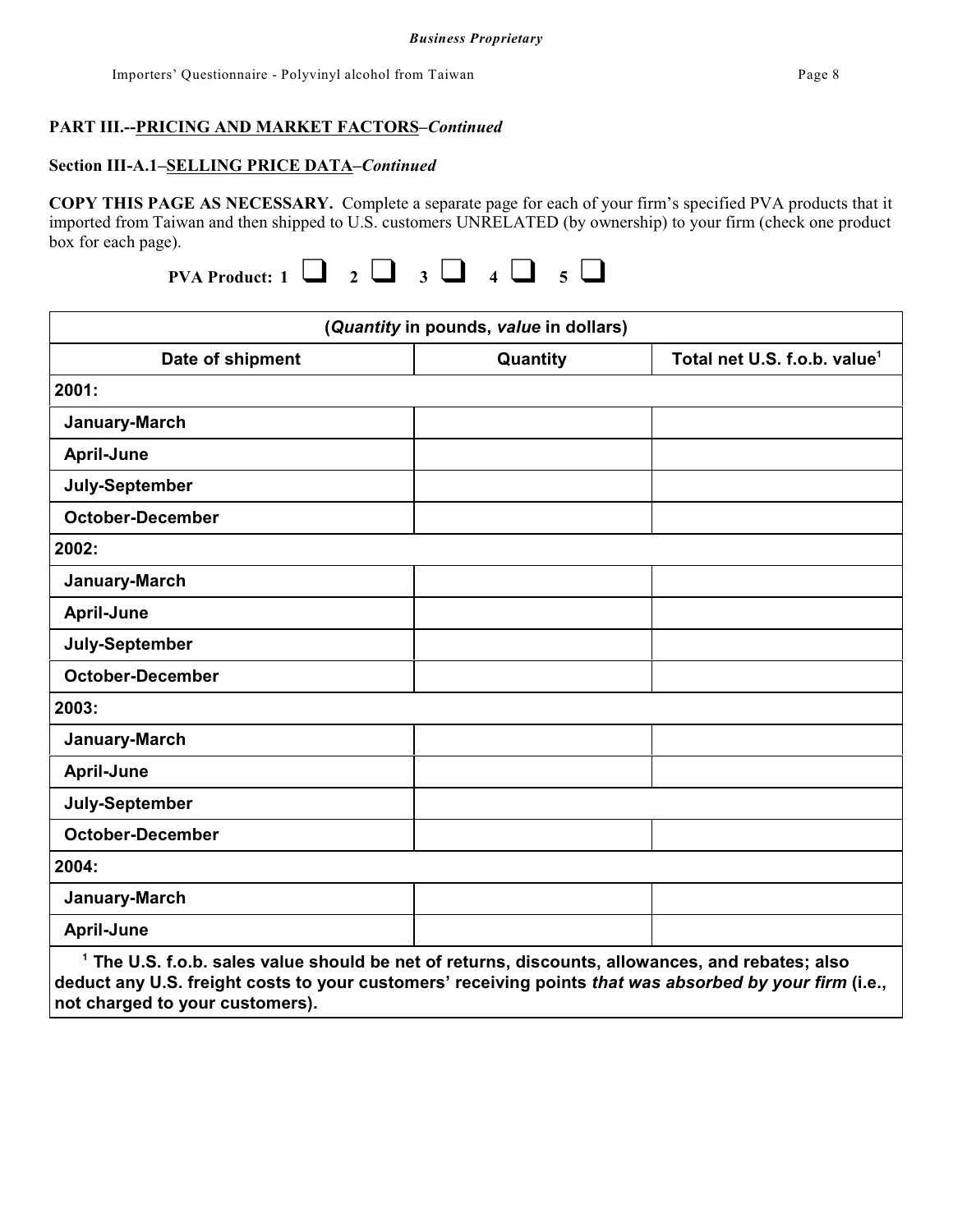**PART III.--PRICING AND MARKET FACTORS–*Continued***

**Section III-A.1–SELLING PRICE DATA–*Continued***

**COPY THIS PAGE AS NECESSARY.** Complete a separate page for each of your firm's specified PVA products that it imported from Taiwan and then shipped to U.S. customers UNRELATED (by ownership) to your firm (check one product box for each page).

**PVA Product: 1 ❑ 2 ❑ 3 ❑ 4 ❑ 5 ❑**

| (*Quantity* in pounds, *value* in dollars) | | |
|---|---|---|
| **Date of shipment** | **Quantity** | **Total net U.S. f.o.b. value[1]** |
| **2001:** | | |
| **January-March** | | |
| **April-June** | | |
| **July-September** | | |
| **October-December** | | |
| **2002:** | | |
| **January-March** | | |
| **April-June** | | |
| **July-September** | | |
| **October-December** | | |
| **2003:** | | |
| **January-March** | | |
| **April-June** | | |
| **July-September** | | |
| **October-December** | | |
| **2004:** | | |
| **January-March** | | |
| **April-June** | | |

**[1] The U.S. f.o.b. sales value should be net of returns, discounts, allowances, and rebates; also deduct any U.S. freight costs to your customers' receiving points *that was absorbed by your firm* (i.e., not charged to your customers).**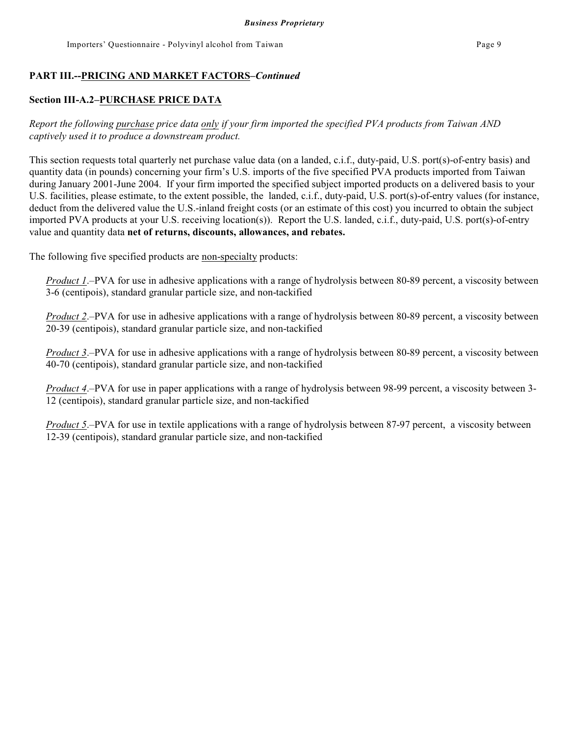## PART III.--PRICING AND MARKET FACTORS–*Continued*

### Section III-A.2–PURCHASE PRICE DATA

*Report the following purchase price data only if your firm imported the specified PVA products from Taiwan AND captively used it to produce a downstream product.*

This section requests total quarterly net purchase value data (on a landed, c.i.f., duty-paid, U.S. port(s)-of-entry basis) and quantity data (in pounds) concerning your firm's U.S. imports of the five specified PVA products imported from Taiwan during January 2001-June 2004. If your firm imported the specified subject imported products on a delivered basis to your U.S. facilities, please estimate, to the extent possible, the landed, c.i.f., duty-paid, U.S. port(s)-of-entry values (for instance, deduct from the delivered value the U.S.-inland freight costs (or an estimate of this cost) you incurred to obtain the subject imported PVA products at your U.S. receiving location(s)). Report the U.S. landed, c.i.f., duty-paid, U.S. port(s)-of-entry value and quantity data **net of returns, discounts, allowances, and rebates.**

The following five specified products are non-specialty products:

*Product 1*.–PVA for use in adhesive applications with a range of hydrolysis between 80-89 percent, a viscosity between 3-6 (centipois), standard granular particle size, and non-tackified

*Product 2*.–PVA for use in adhesive applications with a range of hydrolysis between 80-89 percent, a viscosity between 20-39 (centipois), standard granular particle size, and non-tackified

*Product 3*.–PVA for use in adhesive applications with a range of hydrolysis between 80-89 percent, a viscosity between 40-70 (centipois), standard granular particle size, and non-tackified

*Product 4*.–PVA for use in paper applications with a range of hydrolysis between 98-99 percent, a viscosity between 3-12 (centipois), standard granular particle size, and non-tackified

*Product 5*.–PVA for use in textile applications with a range of hydrolysis between 87-97 percent, a viscosity between 12-39 (centipois), standard granular particle size, and non-tackified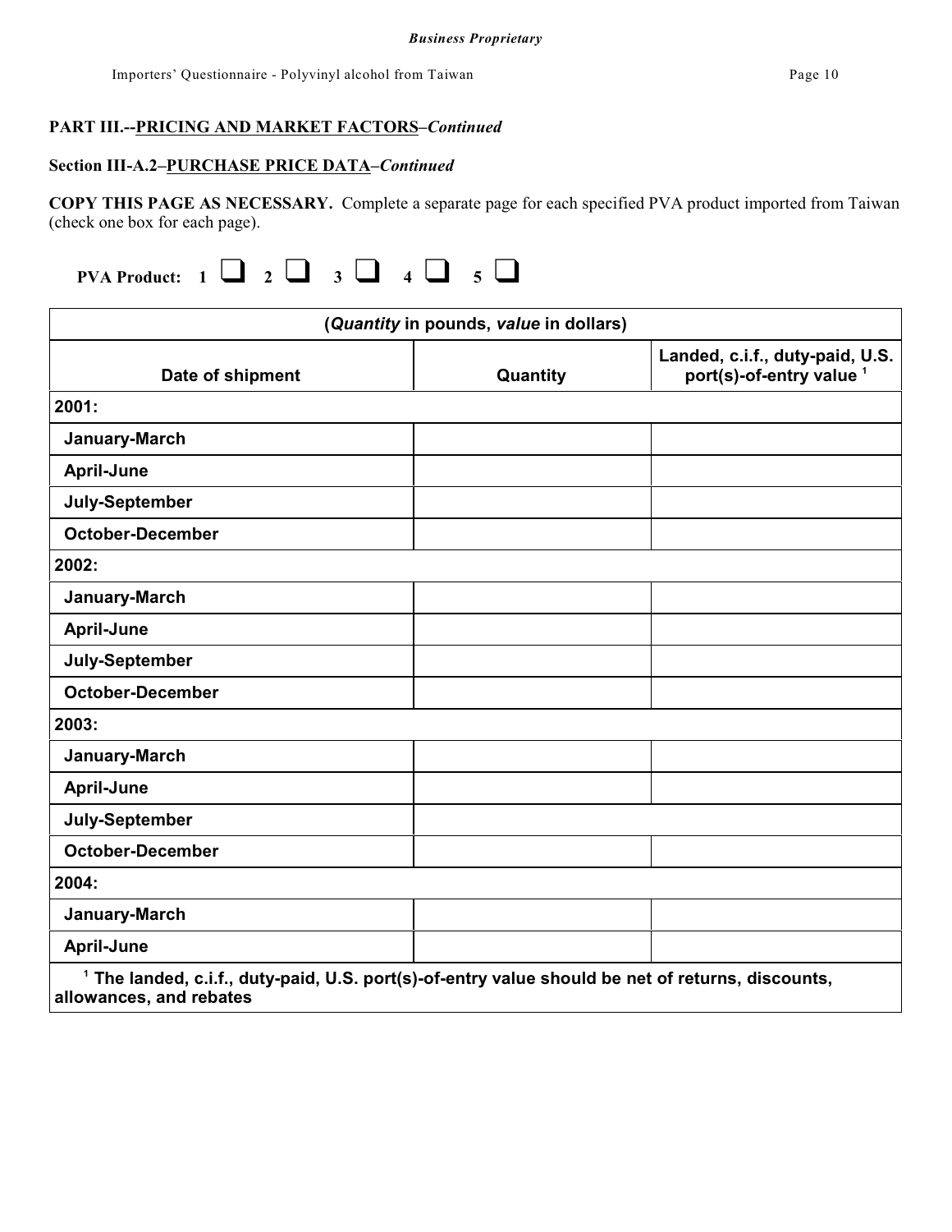*Business Proprietary*

## PART III.--PRINCIPAL AND MARKET FACTORS–*Continued*

### Section III-A.2–PURCHASE PRICE DATA–*Continued*

**COPY THIS PAGE AS NECESSARY.** Complete a separate page for each specified PVA product imported from Taiwan (check one box for each page).

**PVA Product:** 1 ☐ 2 ☐ 3 ☐ 4 ☐ 5 ☐

| (*Quantity* in pounds, *value* in dollars) | | |
|---|---|---|
| **Date of shipment** | **Quantity** | **Landed, c.i.f., duty-paid, U.S. port(s)-of-entry value [1]** |
| **2001:** | | |
| January-March | | |
| April-June | | |
| July-September | | |
| October-December | | |
| **2002:** | | |
| January-March | | |
| April-June | | |
| July-September | | |
| October-December | | |
| **2003:** | | |
| January-March | | |
| April-June | | |
| July-September | | |
| October-December | | |
| **2004:** | | |
| January-March | | |
| April-June | | |

[1] The landed, c.i.f., duty-paid, U.S. port(s)-of-entry value should be net of returns, discounts, allowances, and rebates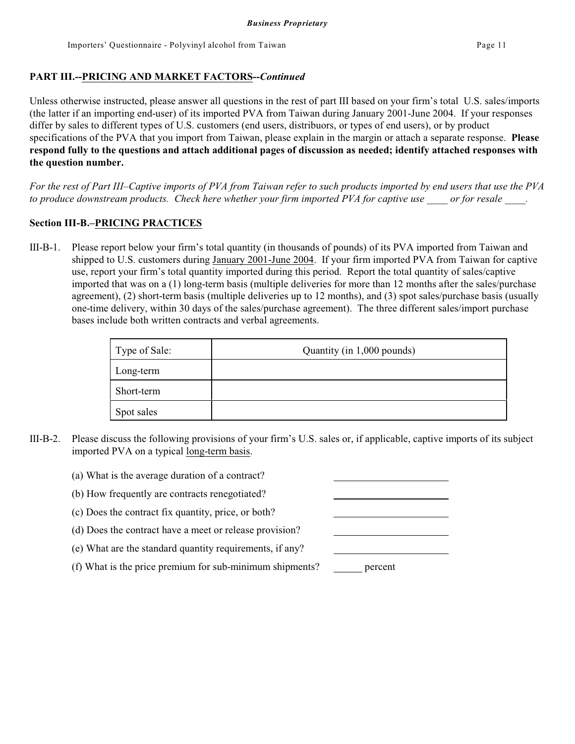## PART III.--PRICING AND MARKET FACTORS--*Continued*

Unless otherwise instructed, please answer all questions in the rest of part III based on your firm's total U.S. sales/imports (the latter if an importing end-user) of its imported PVA from Taiwan during January 2001-June 2004. If your responses differ by sales to different types of U.S. customers (end users, distribuors, or types of end users), or by product specifications of the PVA that you import from Taiwan, please explain in the margin or attach a separate response. **Please respond fully to the questions and attach additional pages of discussion as needed; identify attached responses with the question number.**

*For the rest of Part III–Captive imports of PVA from Taiwan refer to such products imported by end users that use the PVA to produce downstream products. Check here whether your firm imported PVA for captive use ____ or for resale ____.*

### Section III-B.–PRICING PRACTICES

III-B-1. Please report below your firm's total quantity (in thousands of pounds) of its PVA imported from Taiwan and shipped to U.S. customers during January 2001-June 2004. If your firm imported PVA from Taiwan for captive use, report your firm's total quantity imported during this period. Report the total quantity of sales/captive imported that was on a (1) long-term basis (multiple deliveries for more than 12 months after the sales/purchase agreement), (2) short-term basis (multiple deliveries up to 12 months), and (3) spot sales/purchase basis (usually one-time delivery, within 30 days of the sales/purchase agreement). The three different sales/import purchase bases include both written contracts and verbal agreements.

| Type of Sale: | Quantity (in 1,000 pounds) |
|---|---|
| Long-term | |
| Short-term | |
| Spot sales | |

III-B-2. Please discuss the following provisions of your firm's U.S. sales or, if applicable, captive imports of its subject imported PVA on a typical long-term basis.

(a) What is the average duration of a contract? ____________

(b) How frequently are contracts renegotiated? ____________

(c) Does the contract fix quantity, price, or both? ____________

(d) Does the contract have a meet or release provision? ____________

(e) What are the standard quantity requirements, if any? ____________

(f) What is the price premium for sub-minimum shipments? ______ percent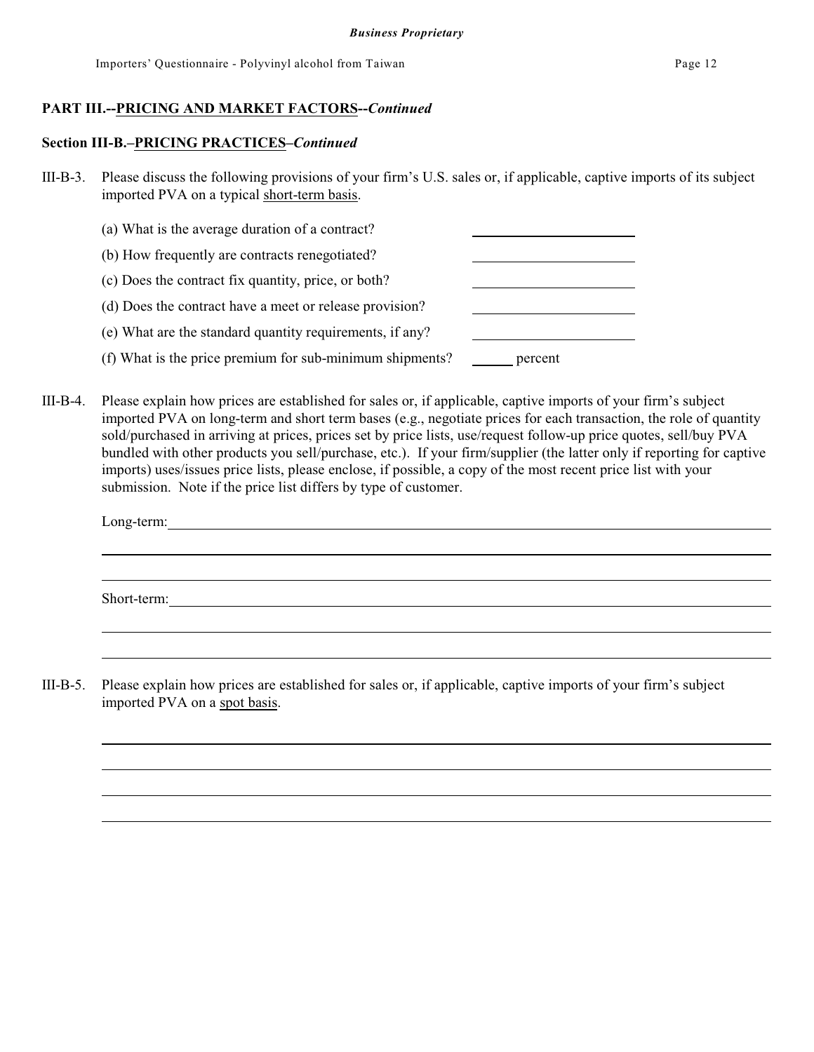## PART III.--PRICING AND MARKET FACTORS--*Continued*

### Section III-B.–PRICING PRACTICES–*Continued*

III-B-3. Please discuss the following provisions of your firm's U.S. sales or, if applicable, captive imports of its subject imported PVA on a typical short-term basis.

(a) What is the average duration of a contract? \_\_\_\_\_\_\_\_\_\_\_\_\_\_\_\_\_\_\_\_

(b) How frequently are contracts renegotiated? \_\_\_\_\_\_\_\_\_\_\_\_\_\_\_\_\_\_\_\_

(c) Does the contract fix quantity, price, or both? \_\_\_\_\_\_\_\_\_\_\_\_\_\_\_\_\_\_\_\_

(d) Does the contract have a meet or release provision? \_\_\_\_\_\_\_\_\_\_\_\_\_\_\_\_\_\_\_\_

(e) What are the standard quantity requirements, if any? \_\_\_\_\_\_\_\_\_\_\_\_\_\_\_\_\_\_\_\_

(f) What is the price premium for sub-minimum shipments? \_\_\_\_\_\_ percent

III-B-4. Please explain how prices are established for sales or, if applicable, captive imports of your firm's subject imported PVA on long-term and short term bases (e.g., negotiate prices for each transaction, the role of quantity sold/purchased in arriving at prices, prices set by price lists, use/request follow-up price quotes, sell/buy PVA bundled with other products you sell/purchase, etc.). If your firm/supplier (the latter only if reporting for captive imports) uses/issues price lists, please enclose, if possible, a copy of the most recent price list with your submission. Note if the price list differs by type of customer.

Long-term: \_\_\_\_\_\_\_\_\_\_\_\_\_\_\_\_\_\_\_\_\_\_\_\_\_\_\_\_\_\_\_\_\_\_\_\_\_\_\_\_\_\_\_\_\_\_\_\_

\_\_\_\_\_\_\_\_\_\_\_\_\_\_\_\_\_\_\_\_\_\_\_\_\_\_\_\_\_\_\_\_\_\_\_\_\_\_\_\_\_\_\_\_\_\_\_\_\_\_\_\_\_\_\_\_\_\_

\_\_\_\_\_\_\_\_\_\_\_\_\_\_\_\_\_\_\_\_\_\_\_\_\_\_\_\_\_\_\_\_\_\_\_\_\_\_\_\_\_\_\_\_\_\_\_\_\_\_\_\_\_\_\_\_\_\_

Short-term: \_\_\_\_\_\_\_\_\_\_\_\_\_\_\_\_\_\_\_\_\_\_\_\_\_\_\_\_\_\_\_\_\_\_\_\_\_\_\_\_\_\_\_\_\_\_\_\_

\_\_\_\_\_\_\_\_\_\_\_\_\_\_\_\_\_\_\_\_\_\_\_\_\_\_\_\_\_\_\_\_\_\_\_\_\_\_\_\_\_\_\_\_\_\_\_\_\_\_\_\_\_\_\_\_\_\_

\_\_\_\_\_\_\_\_\_\_\_\_\_\_\_\_\_\_\_\_\_\_\_\_\_\_\_\_\_\_\_\_\_\_\_\_\_\_\_\_\_\_\_\_\_\_\_\_\_\_\_\_\_\_\_\_\_\_

III-B-5. Please explain how prices are established for sales or, if applicable, captive imports of your firm's subject imported PVA on a spot basis.

\_\_\_\_\_\_\_\_\_\_\_\_\_\_\_\_\_\_\_\_\_\_\_\_\_\_\_\_\_\_\_\_\_\_\_\_\_\_\_\_\_\_\_\_\_\_\_\_\_\_\_\_\_\_\_\_\_\_

\_\_\_\_\_\_\_\_\_\_\_\_\_\_\_\_\_\_\_\_\_\_\_\_\_\_\_\_\_\_\_\_\_\_\_\_\_\_\_\_\_\_\_\_\_\_\_\_\_\_\_\_\_\_\_\_\_\_

\_\_\_\_\_\_\_\_\_\_\_\_\_\_\_\_\_\_\_\_\_\_\_\_\_\_\_\_\_\_\_\_\_\_\_\_\_\_\_\_\_\_\_\_\_\_\_\_\_\_\_\_\_\_\_\_\_\_

\_\_\_\_\_\_\_\_\_\_\_\_\_\_\_\_\_\_\_\_\_\_\_\_\_\_\_\_\_\_\_\_\_\_\_\_\_\_\_\_\_\_\_\_\_\_\_\_\_\_\_\_\_\_\_\_\_\_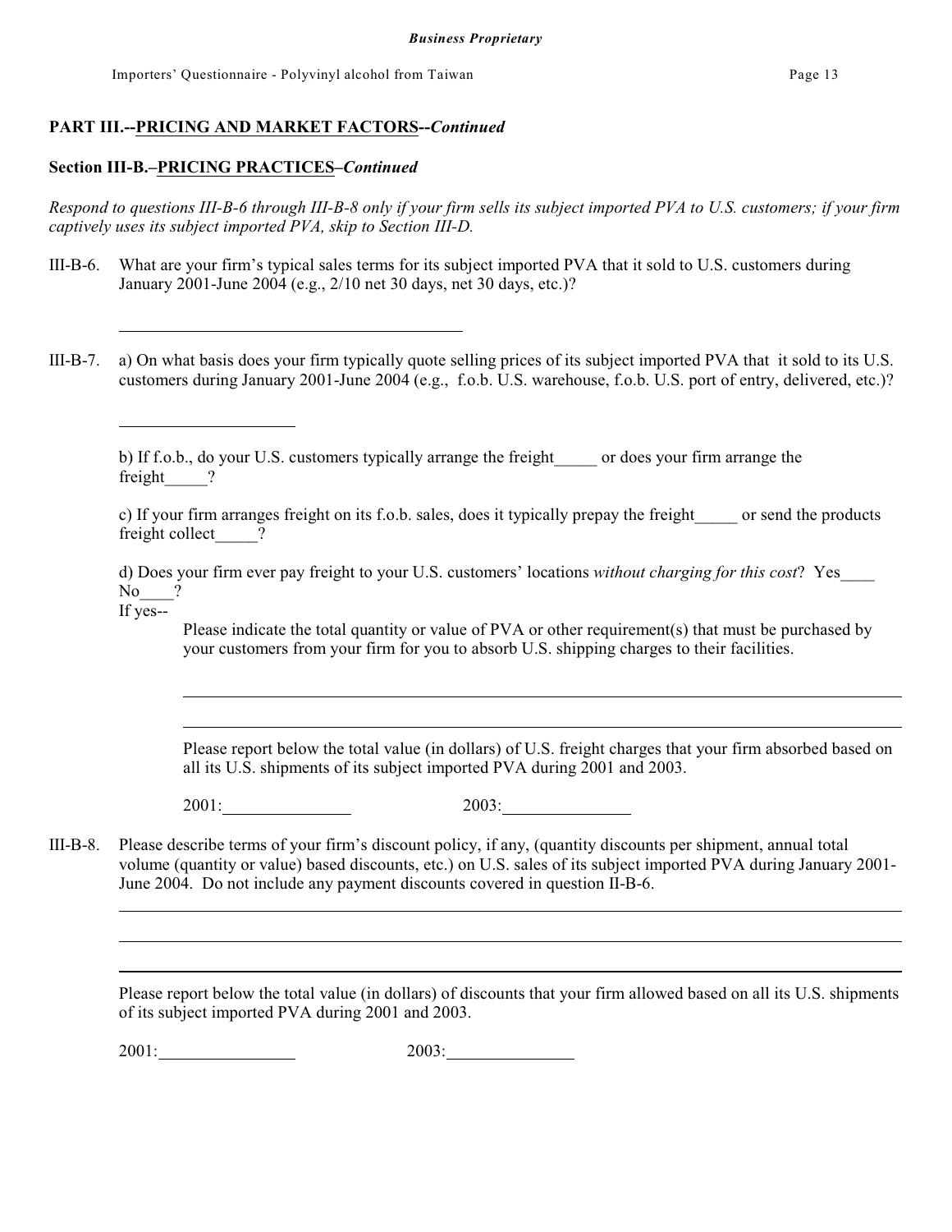**Business Proprietary**

## PART III.--PRICING AND MARKET FACTORS--*Continued*

### Section III-B.–PRICING PRACTICES–*Continued*

*Respond to questions III-B-6 through III-B-8 only if your firm sells its subject imported PVA to U.S. customers; if your firm captively uses its subject imported PVA, skip to Section III-D.*

III-B-6. What are your firm's typical sales terms for its subject imported PVA that it sold to U.S. customers during January 2001-June 2004 (e.g., 2/10 net 30 days, net 30 days, etc.)?

\_\_\_\_\_\_\_\_\_\_\_\_\_\_\_\_\_\_\_\_\_\_\_\_\_\_\_\_\_\_\_\_\_\_\_\_\_\_\_\_

III-B-7. a) On what basis does your firm typically quote selling prices of its subject imported PVA that it sold to its U.S. customers during January 2001-June 2004 (e.g., f.o.b. U.S. warehouse, f.o.b. U.S. port of entry, delivered, etc.)?

\_\_\_\_\_\_\_\_\_\_\_\_\_\_\_\_\_\_\_\_

b) If f.o.b., do your U.S. customers typically arrange the freight\_\_\_\_\_ or does your firm arrange the freight\_\_\_\_\_?

c) If your firm arranges freight on its f.o.b. sales, does it typically prepay the freight\_\_\_\_\_ or send the products freight collect\_\_\_\_\_?

d) Does your firm ever pay freight to your U.S. customers' locations *without charging for this cost*? Yes\_\_\_\_ No\_\_\_\_?

If yes--

Please indicate the total quantity or value of PVA or other requirement(s) that must be purchased by your customers from your firm for you to absorb U.S. shipping charges to their facilities.

\_\_\_\_\_\_\_\_\_\_\_\_\_\_\_\_\_\_\_\_\_\_\_\_\_\_\_\_\_\_\_\_\_\_\_\_\_\_\_\_\_\_\_\_\_\_\_\_\_\_\_\_\_\_\_\_\_\_\_\_\_\_\_\_\_\_\_\_\_\_\_\_\_\_\_\_\_\_\_\_\_\_

\_\_\_\_\_\_\_\_\_\_\_\_\_\_\_\_\_\_\_\_\_\_\_\_\_\_\_\_\_\_\_\_\_\_\_\_\_\_\_\_\_\_\_\_\_\_\_\_\_\_\_\_\_\_\_\_\_\_\_\_\_\_\_\_\_\_\_\_\_\_\_\_\_\_\_\_\_\_\_\_\_\_

Please report below the total value (in dollars) of U.S. freight charges that your firm absorbed based on all its U.S. shipments of its subject imported PVA during 2001 and 2003.

2001:\_\_\_\_\_\_\_\_\_\_\_\_\_\_\_ 2003:\_\_\_\_\_\_\_\_\_\_\_\_\_\_\_

III-B-8. Please describe terms of your firm's discount policy, if any, (quantity discounts per shipment, annual total volume (quantity or value) based discounts, etc.) on U.S. sales of its subject imported PVA during January 2001-June 2004. Do not include any payment discounts covered in question II-B-6.

\_\_\_\_\_\_\_\_\_\_\_\_\_\_\_\_\_\_\_\_\_\_\_\_\_\_\_\_\_\_\_\_\_\_\_\_\_\_\_\_\_\_\_\_\_\_\_\_\_\_\_\_\_\_\_\_\_\_\_\_\_\_\_\_\_\_\_\_\_\_\_\_\_\_\_\_\_\_\_\_\_\_

\_\_\_\_\_\_\_\_\_\_\_\_\_\_\_\_\_\_\_\_\_\_\_\_\_\_\_\_\_\_\_\_\_\_\_\_\_\_\_\_\_\_\_\_\_\_\_\_\_\_\_\_\_\_\_\_\_\_\_\_\_\_\_\_\_\_\_\_\_\_\_\_\_\_\_\_\_\_\_\_\_\_

\_\_\_\_\_\_\_\_\_\_\_\_\_\_\_\_\_\_\_\_\_\_\_\_\_\_\_\_\_\_\_\_\_\_\_\_\_\_\_\_\_\_\_\_\_\_\_\_\_\_\_\_\_\_\_\_\_\_\_\_\_\_\_\_\_\_\_\_\_\_\_\_\_\_\_\_\_\_\_\_\_\_

Please report below the total value (in dollars) of discounts that your firm allowed based on all its U.S. shipments of its subject imported PVA during 2001 and 2003.

2001:\_\_\_\_\_\_\_\_\_\_\_\_\_\_\_\_ 2003:\_\_\_\_\_\_\_\_\_\_\_\_\_\_\_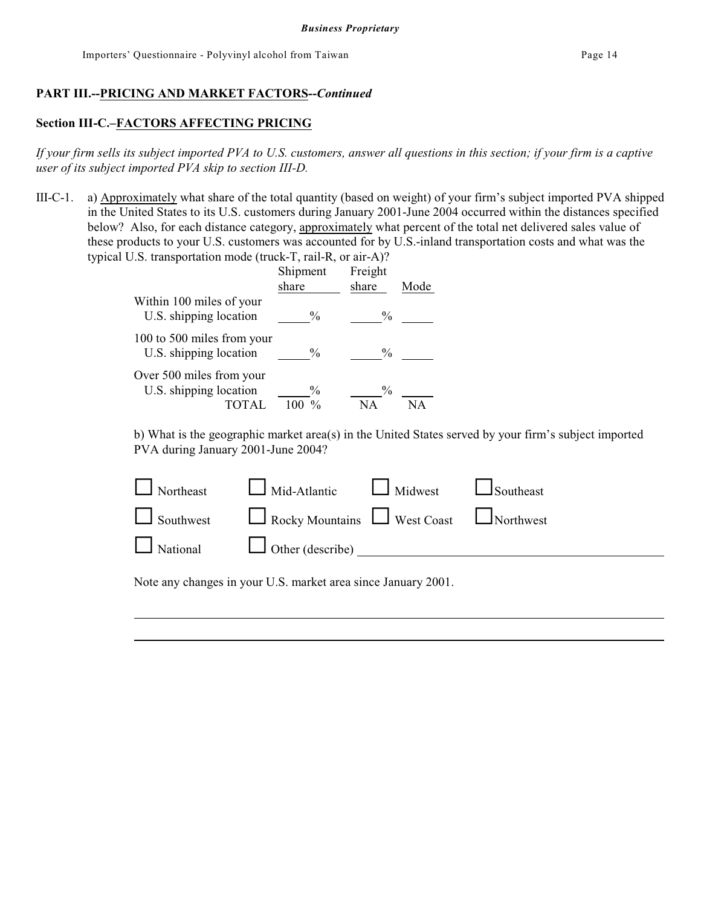**Business Proprietary**

## PART III.--PRICING AND MARKET FACTORS--*Continued*

### Section III-C.–FACTORS AFFECTING PRICING

*If your firm sells its subject imported PVA to U.S. customers, answer all questions in this section; if your firm is a captive user of its subject imported PVA skip to section III-D.*

III-C-1. a) Approximately what share of the total quantity (based on weight) of your firm's subject imported PVA shipped in the United States to its U.S. customers during January 2001-June 2004 occurred within the distances specified below? Also, for each distance category, approximately what percent of the total net delivered sales value of these products to your U.S. customers was accounted for by U.S.-inland transportation costs and what was the typical U.S. transportation mode (truck-T, rail-R, or air-A)?

| | Shipment share | Freight share | Mode |
|---|---|---|---|
| Within 100 miles of your U.S. shipping location | ____% | ____% | ____ |
| 100 to 500 miles from your U.S. shipping location | ____% | ____% | ____ |
| Over 500 miles from your U.S. shipping location | ____% | ____% | ____ |
| TOTAL | 100 % | NA | NA |

b) What is the geographic market area(s) in the United States served by your firm's subject imported PVA during January 2001-June 2004?

☐ Northeast ☐ Mid-Atlantic ☐ Midwest ☐ Southeast

☐ Southwest ☐ Rocky Mountains ☐ West Coast ☐ Northwest

☐ National ☐ Other (describe) ______________________________

Note any changes in your U.S. market area since January 2001.

______________________________________________________________

______________________________________________________________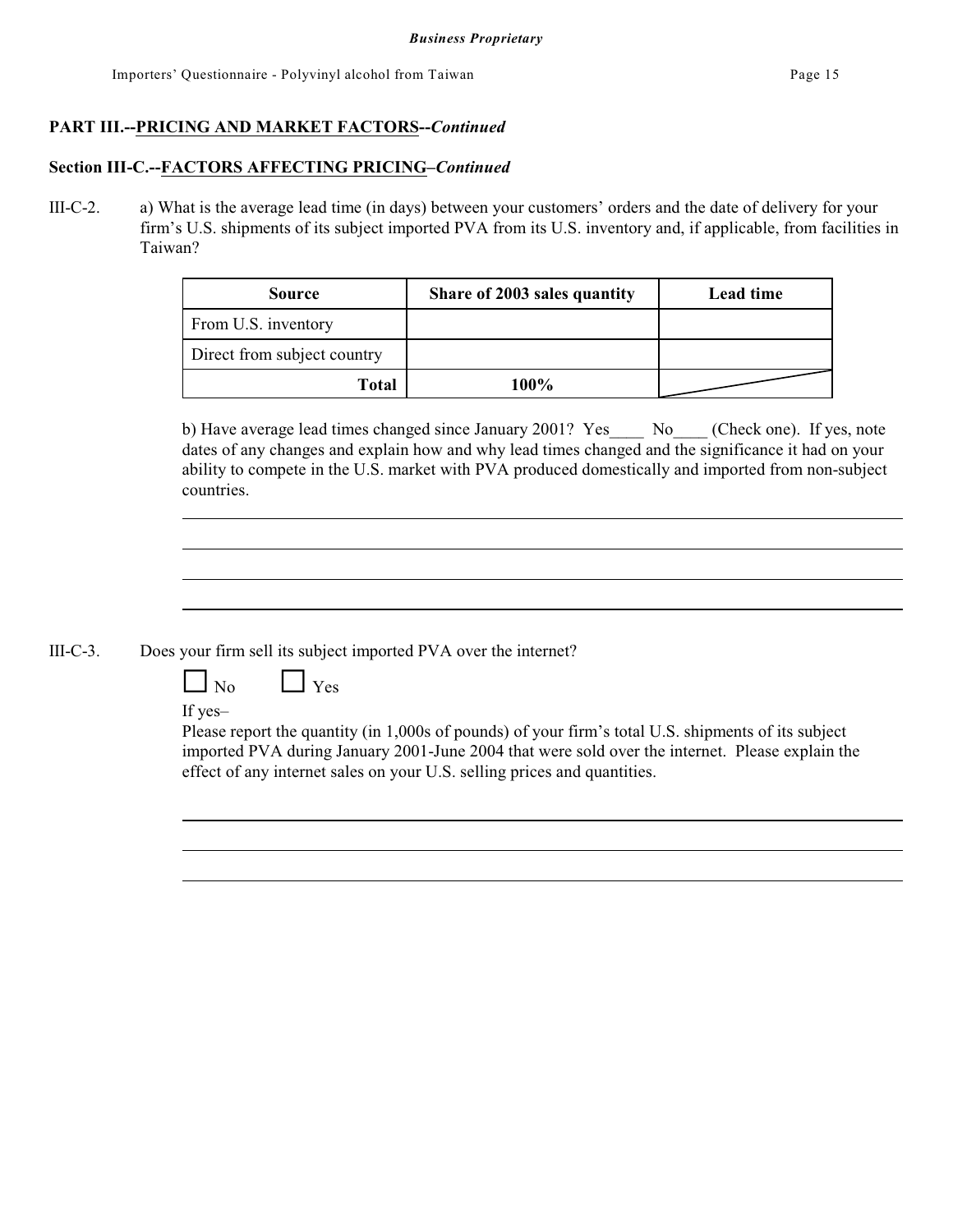**PART III.--PRICING AND MARKET FACTORS--*Continued***

**Section III-C.--FACTORS AFFECTING PRICING–*Continued***

III-C-2. a) What is the average lead time (in days) between your customers' orders and the date of delivery for your firm's U.S. shipments of its subject imported PVA from its U.S. inventory and, if applicable, from facilities in Taiwan?

| Source | Share of 2003 sales quantity | Lead time |
|---|---|---|
| From U.S. inventory | | |
| Direct from subject country | | |
| **Total** | **100%** | |

b) Have average lead times changed since January 2001? Yes____ No____ (Check one). If yes, note dates of any changes and explain how and why lead times changed and the significance it had on your ability to compete in the U.S. market with PVA produced domestically and imported from non-subject countries.

______________________________________________________________________________

______________________________________________________________________________

______________________________________________________________________________

______________________________________________________________________________

III-C-3. Does your firm sell its subject imported PVA over the internet?

☐ No ☐ Yes

If yes–

Please report the quantity (in 1,000s of pounds) of your firm's total U.S. shipments of its subject imported PVA during January 2001-June 2004 that were sold over the internet. Please explain the effect of any internet sales on your U.S. selling prices and quantities.

______________________________________________________________________________

______________________________________________________________________________

______________________________________________________________________________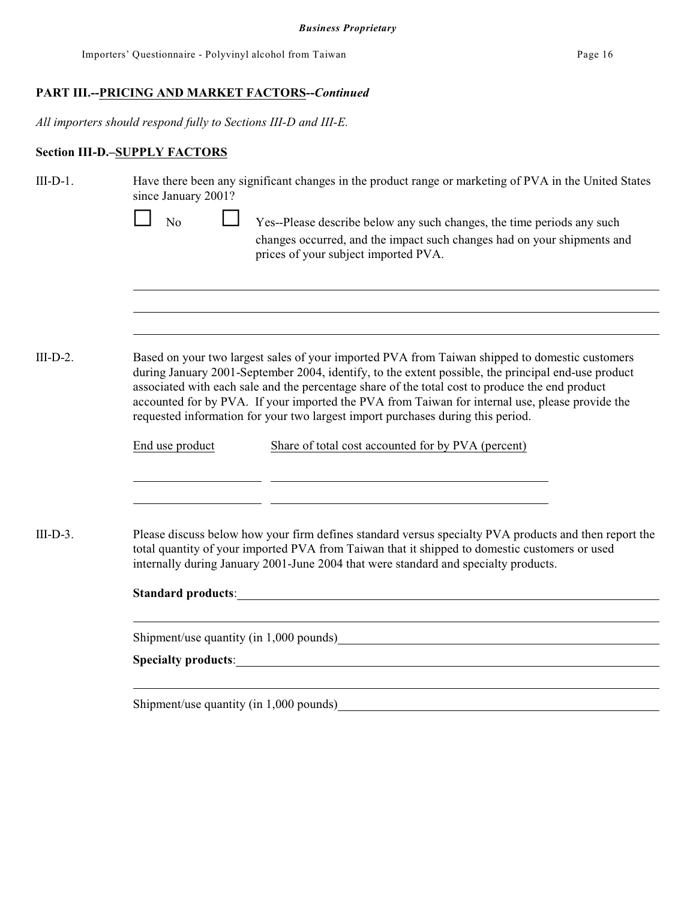**Business Proprietary**

## PART III.--PRICING AND MARKET FACTORS--*Continued*

*All importers should respond fully to Sections III-D and III-E.*

### Section III-D.–SUPPLY FACTORS

III-D-1. Have there been any significant changes in the product range or marketing of PVA in the United States since January 2001?

☐ No ☐ Yes--Please describe below any such changes, the time periods any such changes occurred, and the impact such changes had on your shipments and prices of your subject imported PVA.

\_\_\_\_\_\_\_\_\_\_\_\_\_\_\_\_\_\_\_\_\_\_\_\_\_\_\_\_\_\_\_\_\_\_\_\_\_\_\_\_\_\_\_\_\_\_\_\_\_\_\_\_\_\_\_\_\_\_\_\_\_\_\_\_\_\_\_\_\_\_\_\_

\_\_\_\_\_\_\_\_\_\_\_\_\_\_\_\_\_\_\_\_\_\_\_\_\_\_\_\_\_\_\_\_\_\_\_\_\_\_\_\_\_\_\_\_\_\_\_\_\_\_\_\_\_\_\_\_\_\_\_\_\_\_\_\_\_\_\_\_\_\_\_\_

\_\_\_\_\_\_\_\_\_\_\_\_\_\_\_\_\_\_\_\_\_\_\_\_\_\_\_\_\_\_\_\_\_\_\_\_\_\_\_\_\_\_\_\_\_\_\_\_\_\_\_\_\_\_\_\_\_\_\_\_\_\_\_\_\_\_\_\_\_\_\_\_

III-D-2. Based on your two largest sales of your imported PVA from Taiwan shipped to domestic customers during January 2001-September 2004, identify, to the extent possible, the principal end-use product associated with each sale and the percentage share of the total cost to produce the end product accounted for by PVA. If your imported the PVA from Taiwan for internal use, please provide the requested information for your two largest import purchases during this period.

| End use product | Share of total cost accounted for by PVA (percent) |
|---|---|
| | |
| | |

III-D-3. Please discuss below how your firm defines standard versus specialty PVA products and then report the total quantity of your imported PVA from Taiwan that it shipped to domestic customers or used internally during January 2001-June 2004 that were standard and specialty products.

**Standard products**: \_\_\_\_\_\_\_\_\_\_\_\_\_\_\_\_\_\_\_\_\_\_\_\_\_\_\_\_\_\_\_\_\_\_\_\_\_\_\_\_\_\_\_\_\_\_\_\_\_\_\_\_\_\_\_\_

\_\_\_\_\_\_\_\_\_\_\_\_\_\_\_\_\_\_\_\_\_\_\_\_\_\_\_\_\_\_\_\_\_\_\_\_\_\_\_\_\_\_\_\_\_\_\_\_\_\_\_\_\_\_\_\_\_\_\_\_\_\_\_\_\_\_\_\_\_\_\_\_

Shipment/use quantity (in 1,000 pounds) \_\_\_\_\_\_\_\_\_\_\_\_\_\_\_\_\_\_\_\_\_\_\_\_\_\_\_\_\_\_\_\_\_\_\_\_\_\_\_\_

**Specialty products**: \_\_\_\_\_\_\_\_\_\_\_\_\_\_\_\_\_\_\_\_\_\_\_\_\_\_\_\_\_\_\_\_\_\_\_\_\_\_\_\_\_\_\_\_\_\_\_\_\_\_\_\_\_\_\_\_

\_\_\_\_\_\_\_\_\_\_\_\_\_\_\_\_\_\_\_\_\_\_\_\_\_\_\_\_\_\_\_\_\_\_\_\_\_\_\_\_\_\_\_\_\_\_\_\_\_\_\_\_\_\_\_\_\_\_\_\_\_\_\_\_\_\_\_\_\_\_\_\_

Shipment/use quantity (in 1,000 pounds) \_\_\_\_\_\_\_\_\_\_\_\_\_\_\_\_\_\_\_\_\_\_\_\_\_\_\_\_\_\_\_\_\_\_\_\_\_\_\_\_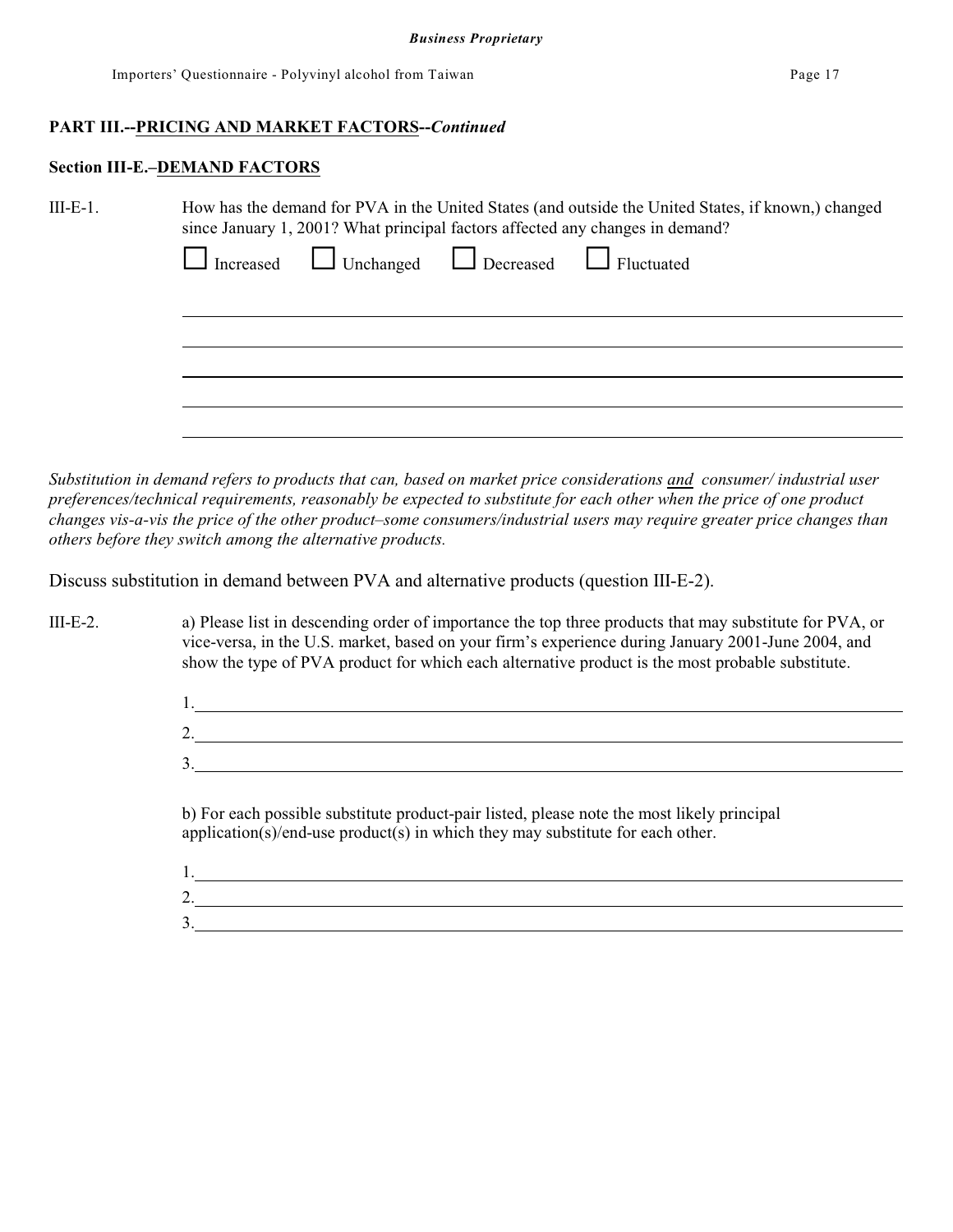**PART III.--PRICING AND MARKET FACTORS--*Continued***

**Section III-E.–DEMAND FACTORS**

III-E-1. How has the demand for PVA in the United States (and outside the United States, if known,) changed since January 1, 2001? What principal factors affected any changes in demand?

☐ Increased ☐ Unchanged ☐ Decreased ☐ Fluctuated

_______________________________________________________________________________

_______________________________________________________________________________

_______________________________________________________________________________

_______________________________________________________________________________

_______________________________________________________________________________

*Substitution in demand refers to products that can, based on market price considerations and consumer/ industrial user preferences/technical requirements, reasonably be expected to substitute for each other when the price of one product changes vis-a-vis the price of the other product–some consumers/industrial users may require greater price changes than others before they switch among the alternative products.*

Discuss substitution in demand between PVA and alternative products (question III-E-2).

III-E-2. a) Please list in descending order of importance the top three products that may substitute for PVA, or vice-versa, in the U.S. market, based on your firm's experience during January 2001-June 2004, and show the type of PVA product for which each alternative product is the most probable substitute.

1. _______________________________________________________________________________
2. _______________________________________________________________________________
3. _______________________________________________________________________________

b) For each possible substitute product-pair listed, please note the most likely principal application(s)/end-use product(s) in which they may substitute for each other.

1. _______________________________________________________________________________
2. _______________________________________________________________________________
3. _______________________________________________________________________________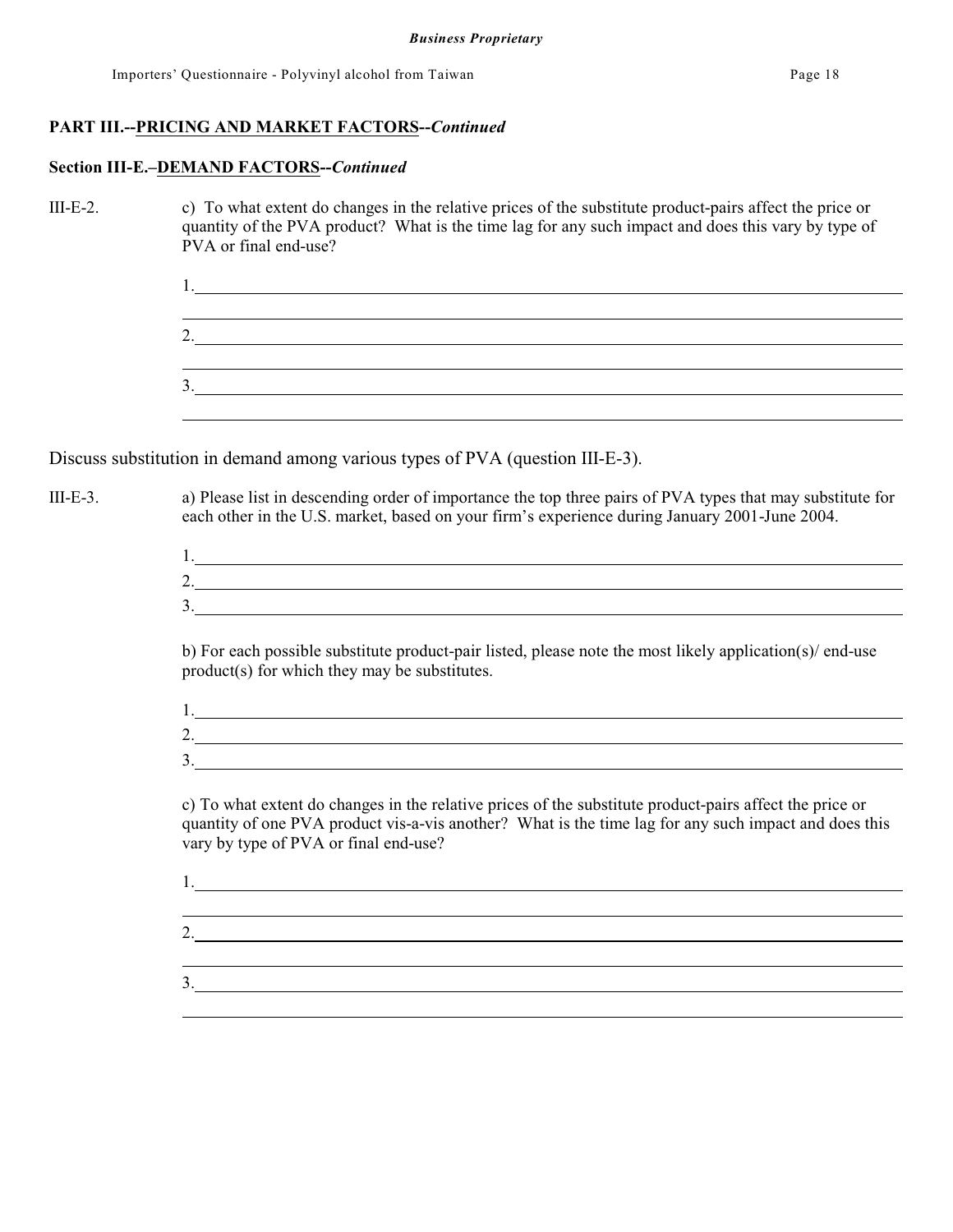**PART III.--PRICING AND MARKET FACTORS--*Continued***

**Section III-E.–DEMAND FACTORS--*Continued***

III-E-2. c) To what extent do changes in the relative prices of the substitute product-pairs affect the price or quantity of the PVA product? What is the time lag for any such impact and does this vary by type of PVA or final end-use?

1. ______________________________________________

______________________________________________

2. ______________________________________________

______________________________________________

3. ______________________________________________

______________________________________________

Discuss substitution in demand among various types of PVA (question III-E-3).

III-E-3. a) Please list in descending order of importance the top three pairs of PVA types that may substitute for each other in the U.S. market, based on your firm's experience during January 2001-June 2004.

1. ______________________________________________
2. ______________________________________________
3. ______________________________________________

b) For each possible substitute product-pair listed, please note the most likely application(s)/ end-use product(s) for which they may be substitutes.

1. ______________________________________________
2. ______________________________________________
3. ______________________________________________

c) To what extent do changes in the relative prices of the substitute product-pairs affect the price or quantity of one PVA product vis-a-vis another? What is the time lag for any such impact and does this vary by type of PVA or final end-use?

1. ______________________________________________

______________________________________________

2. ______________________________________________

______________________________________________

3. ______________________________________________

______________________________________________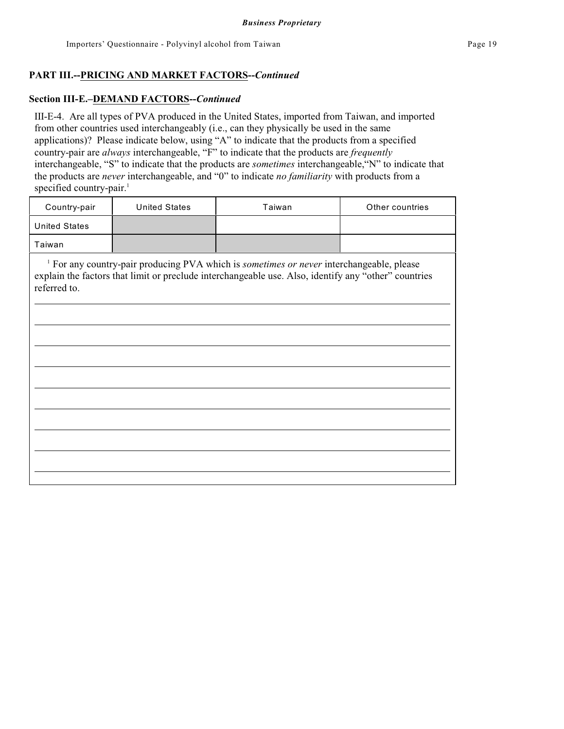**Business Proprietary**

## PART III.--PRICING AND MARKET FACTORS--*Continued*

### Section III-E.–DEMAND FACTORS--*Continued*

III-E-4. Are all types of PVA produced in the United States, imported from Taiwan, and imported from other countries used interchangeably (i.e., can they physically be used in the same applications)? Please indicate below, using "A" to indicate that the products from a specified country-pair are *always* interchangeable, "F" to indicate that the products are *frequently* interchangeable, "S" to indicate that the products are *sometimes* interchangeable,"N" to indicate that the products are *never* interchangeable, and "0" to indicate *no familiarity* with products from a specified country-pair.[1]

| Country-pair | United States | Taiwan | Other countries |
|---|---|---|---|
| United States | | | |
| Taiwan | | | |

[1] For any country-pair producing PVA which is *sometimes or never* interchangeable, please explain the factors that limit or preclude interchangeable use. Also, identify any "other" countries referred to.

______________________________________________________________________________

______________________________________________________________________________

______________________________________________________________________________

______________________________________________________________________________

______________________________________________________________________________

______________________________________________________________________________

______________________________________________________________________________

______________________________________________________________________________

______________________________________________________________________________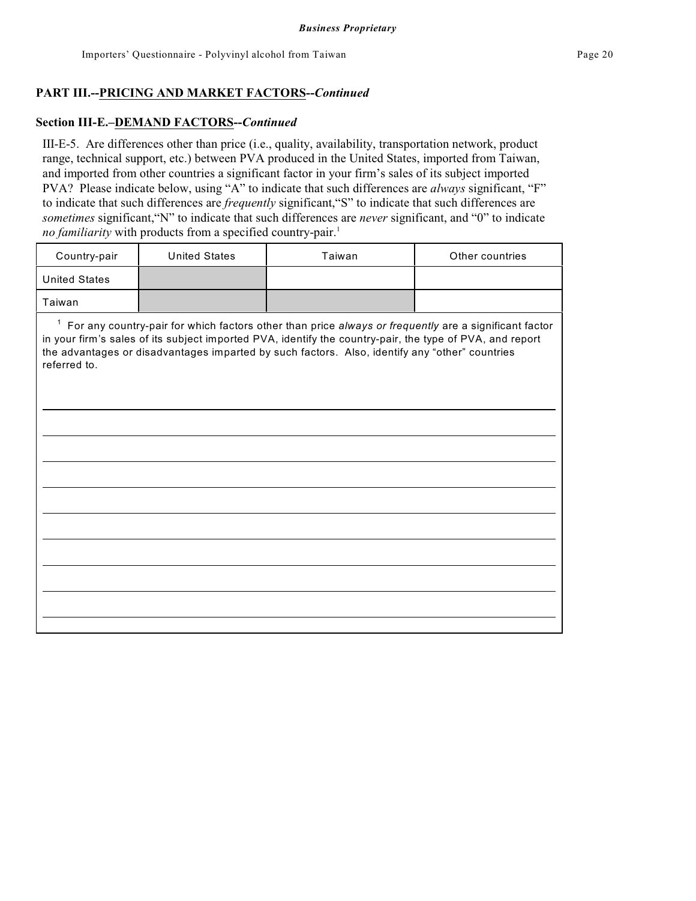**Business Proprietary**

## PART III.--PRICING AND MARKET FACTORS--*Continued*

### Section III-E.–DEMAND FACTORS--*Continued*

III-E-5. Are differences other than price (i.e., quality, availability, transportation network, product range, technical support, etc.) between PVA produced in the United States, imported from Taiwan, and imported from other countries a significant factor in your firm's sales of its subject imported PVA? Please indicate below, using "A" to indicate that such differences are *always* significant, "F" to indicate that such differences are *frequently* significant,"S" to indicate that such differences are *sometimes* significant,"N" to indicate that such differences are *never* significant, and "0" to indicate *no familiarity* with products from a specified country-pair.[1]

| Country-pair | United States | Taiwan | Other countries |
|---|---|---|---|
| United States | | | |
| Taiwan | | | |

[1] For any country-pair for which factors other than price *always or frequently* are a significant factor in your firm's sales of its subject imported PVA, identify the country-pair, the type of PVA, and report the advantages or disadvantages imparted by such factors. Also, identify any "other" countries referred to.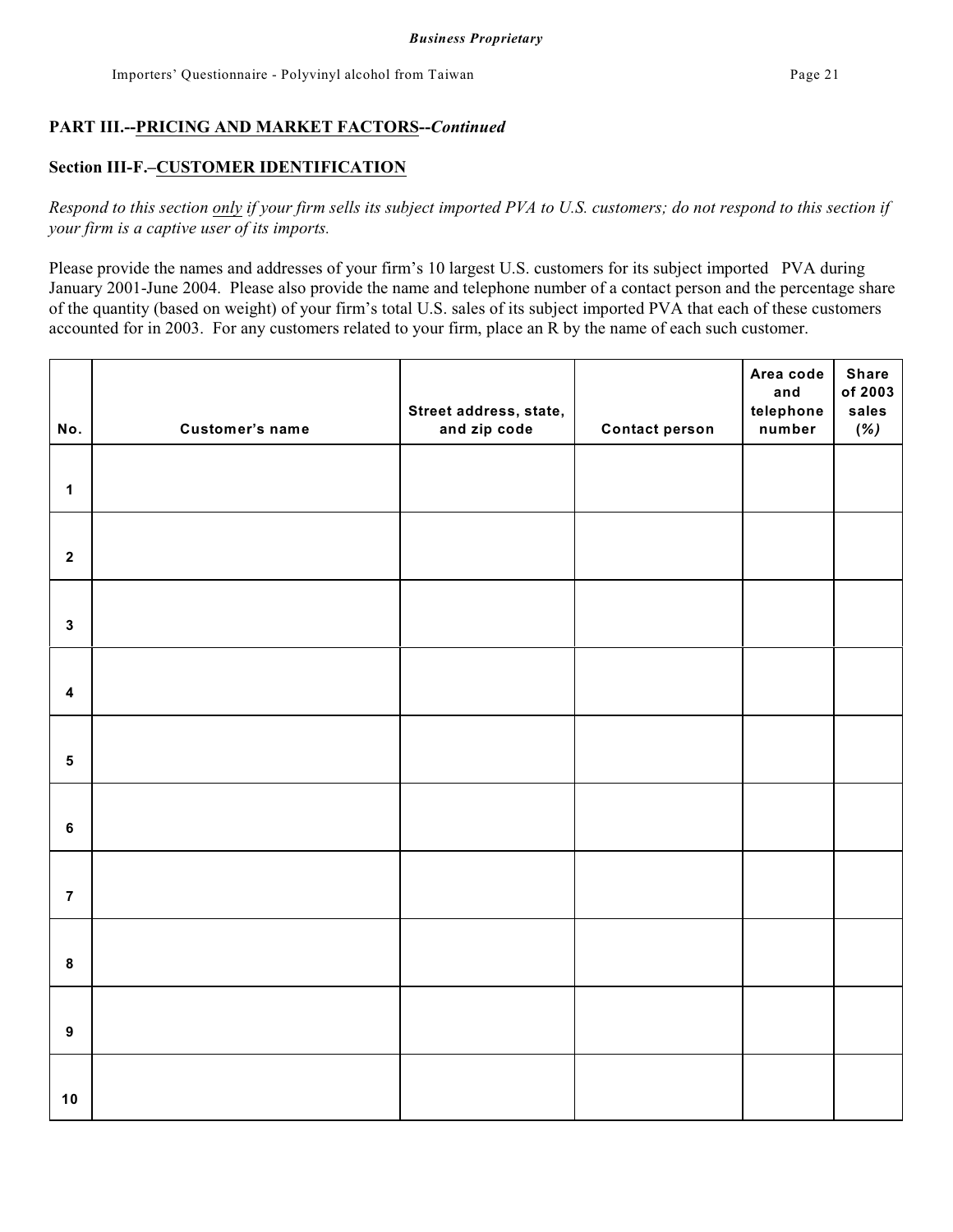**PART III.--PRICING AND MARKET FACTORS--*Continued***

**Section III-F.–CUSTOMER IDENTIFICATION**

*Respond to this section only if your firm sells its subject imported PVA to U.S. customers; do not respond to this section if your firm is a captive user of its imports.*

Please provide the names and addresses of your firm's 10 largest U.S. customers for its subject imported PVA during January 2001-June 2004. Please also provide the name and telephone number of a contact person and the percentage share of the quantity (based on weight) of your firm's total U.S. sales of its subject imported PVA that each of these customers accounted for in 2003. For any customers related to your firm, place an R by the name of each such customer.

| No. | Customer's name | Street address, state, and zip code | Contact person | Area code and telephone number | Share of 2003 sales *(%)* |
|---|---|---|---|---|---|
| 1 | | | | | |
| 2 | | | | | |
| 3 | | | | | |
| 4 | | | | | |
| 5 | | | | | |
| 6 | | | | | |
| 7 | | | | | |
| 8 | | | | | |
| 9 | | | | | |
| 10 | | | | | |